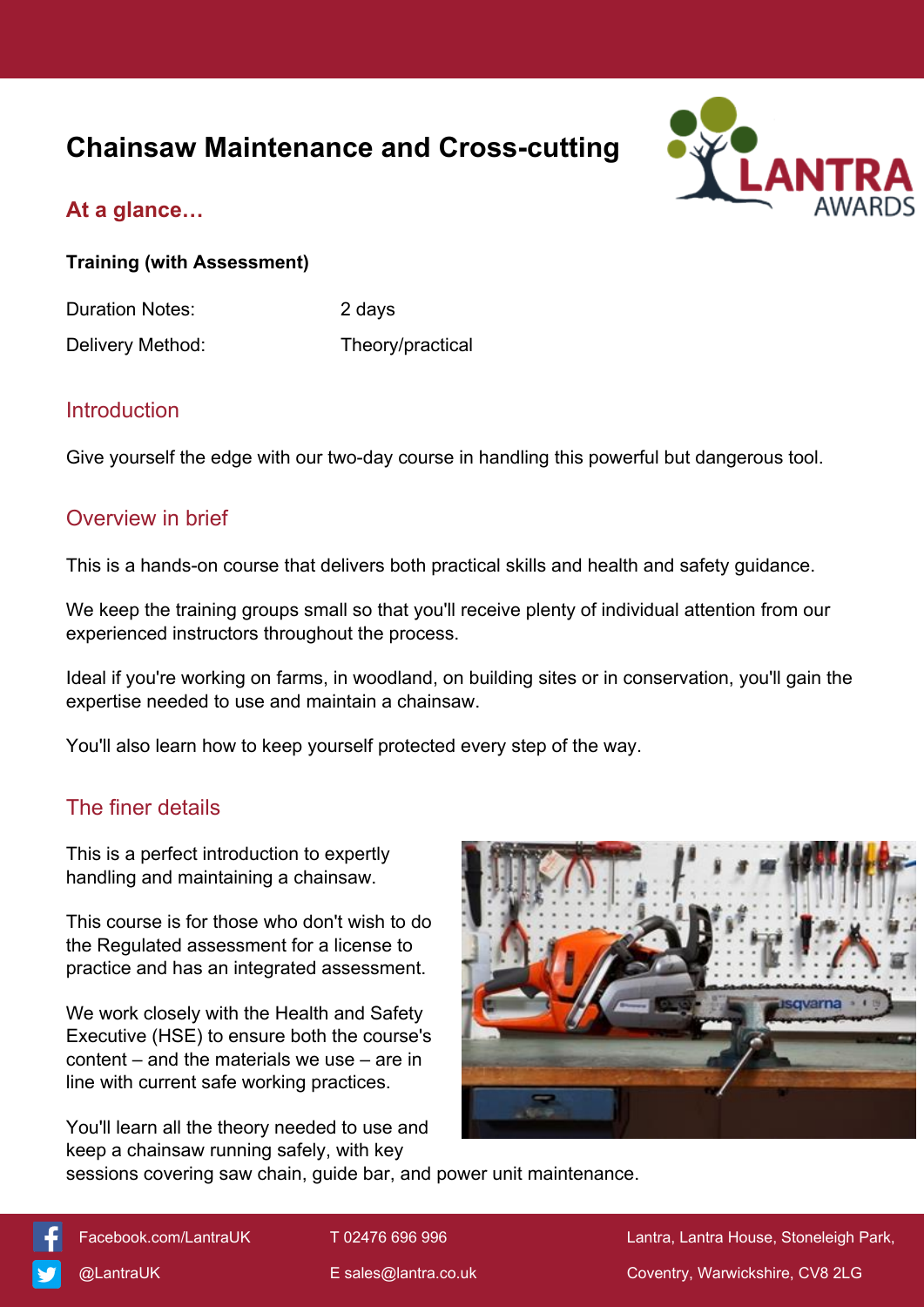# Chainsaw Maintenance and Cross-cutting

## At a glance…

**Training (with Assessment)**

| | |
|---|---|
| Duration Notes: | 2 days |
| Delivery Method: | Theory/practical |

## Introduction

Give yourself the edge with our two-day course in handling this powerful but dangerous tool.

## Overview in brief

This is a hands-on course that delivers both practical skills and health and safety guidance.

We keep the training groups small so that you'll receive plenty of individual attention from our experienced instructors throughout the process.

Ideal if you're working on farms, in woodland, on building sites or in conservation, you'll gain the expertise needed to use and maintain a chainsaw.

You'll also learn how to keep yourself protected every step of the way.

## The finer details

This is a perfect introduction to expertly handling and maintaining a chainsaw.

This course is for those who don't wish to do the Regulated assessment for a license to practice and has an integrated assessment.

We work closely with the Health and Safety Executive (HSE) to ensure both the course's content – and the materials we use – are in line with current safe working practices.

You'll learn all the theory needed to use and keep a chainsaw running safely, with key sessions covering saw chain, guide bar, and power unit maintenance.

Facebook.com/LantraUK
@LantraUK
T 02476 696 996
E sales@lantra.co.uk
Lantra, Lantra House, Stoneleigh Park, Coventry, Warwickshire, CV8 2LG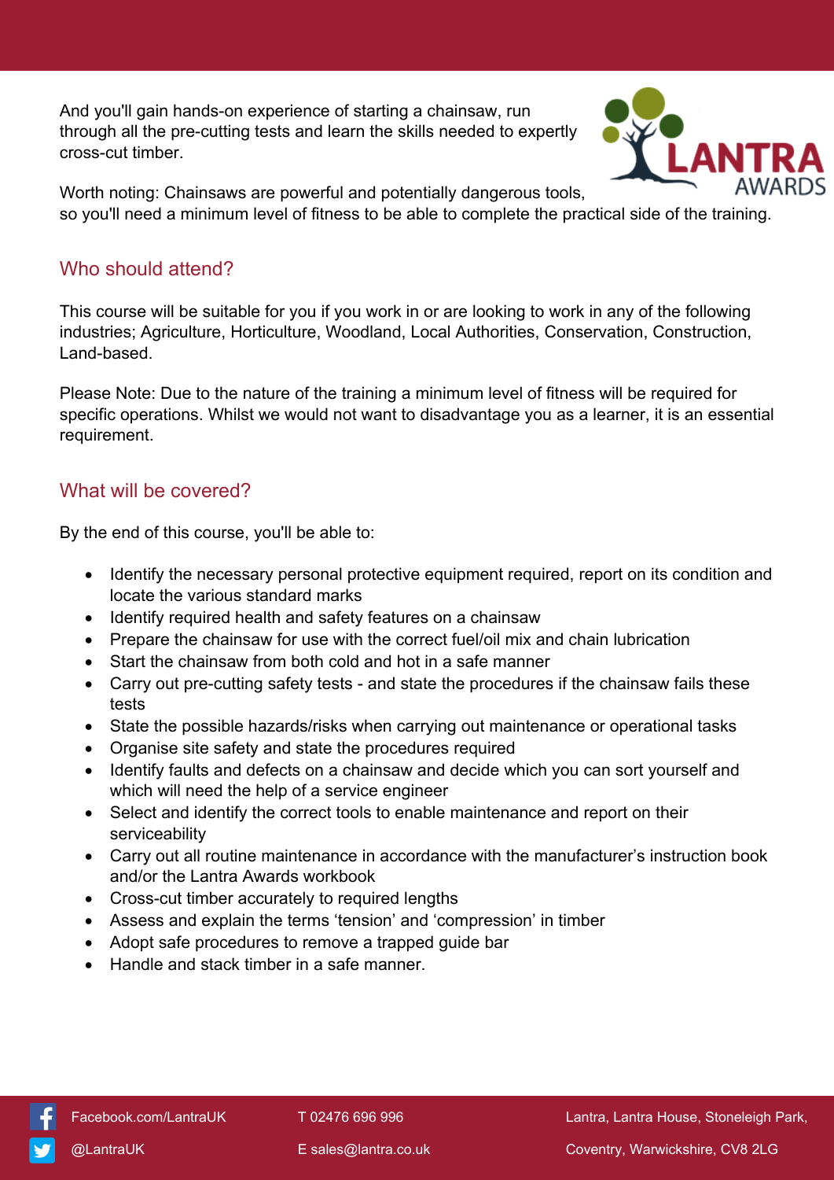And you'll gain hands-on experience of starting a chainsaw, run through all the pre-cutting tests and learn the skills needed to expertly cross-cut timber.

Worth noting: Chainsaws are powerful and potentially dangerous tools, so you'll need a minimum level of fitness to be able to complete the practical side of the training.

## Who should attend?

This course will be suitable for you if you work in or are looking to work in any of the following industries; Agriculture, Horticulture, Woodland, Local Authorities, Conservation, Construction, Land-based.

Please Note: Due to the nature of the training a minimum level of fitness will be required for specific operations. Whilst we would not want to disadvantage you as a learner, it is an essential requirement.

## What will be covered?

By the end of this course, you'll be able to:

- Identify the necessary personal protective equipment required, report on its condition and locate the various standard marks
- Identify required health and safety features on a chainsaw
- Prepare the chainsaw for use with the correct fuel/oil mix and chain lubrication
- Start the chainsaw from both cold and hot in a safe manner
- Carry out pre-cutting safety tests - and state the procedures if the chainsaw fails these tests
- State the possible hazards/risks when carrying out maintenance or operational tasks
- Organise site safety and state the procedures required
- Identify faults and defects on a chainsaw and decide which you can sort yourself and which will need the help of a service engineer
- Select and identify the correct tools to enable maintenance and report on their serviceability
- Carry out all routine maintenance in accordance with the manufacturer's instruction book and/or the Lantra Awards workbook
- Cross-cut timber accurately to required lengths
- Assess and explain the terms 'tension' and 'compression' in timber
- Adopt safe procedures to remove a trapped guide bar
- Handle and stack timber in a safe manner.

Facebook.com/LantraUK
@LantraUK
T 02476 696 996
E sales@lantra.co.uk
Lantra, Lantra House, Stoneleigh Park, Coventry, Warwickshire, CV8 2LG